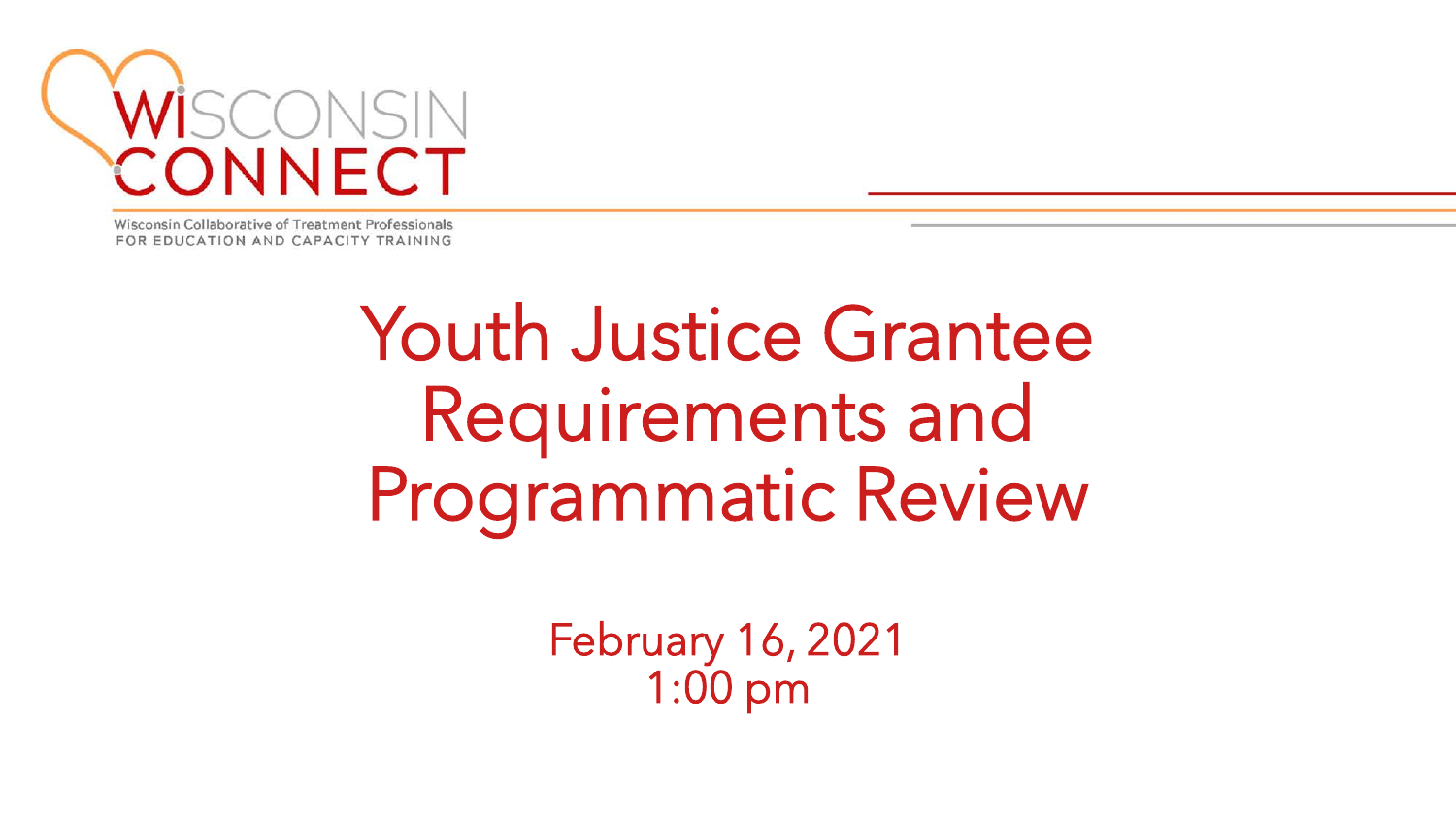WISCONSIN CONNECT

Wisconsin Collaborative of Treatment Professionals
FOR EDUCATION AND CAPACITY TRAINING

# Youth Justice Grantee Requirements and Programmatic Review

February 16, 2021
1:00 pm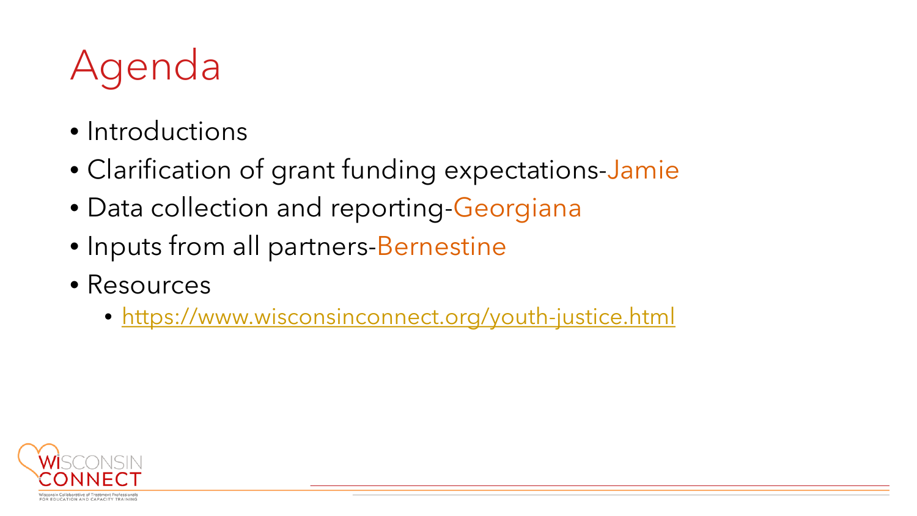# Agenda

- Introductions
- Clarification of grant funding expectations-Jamie
- Data collection and reporting-Georgiana
- Inputs from all partners-Bernestine
- Resources
  - https://www.wisconsinconnect.org/youth-justice.html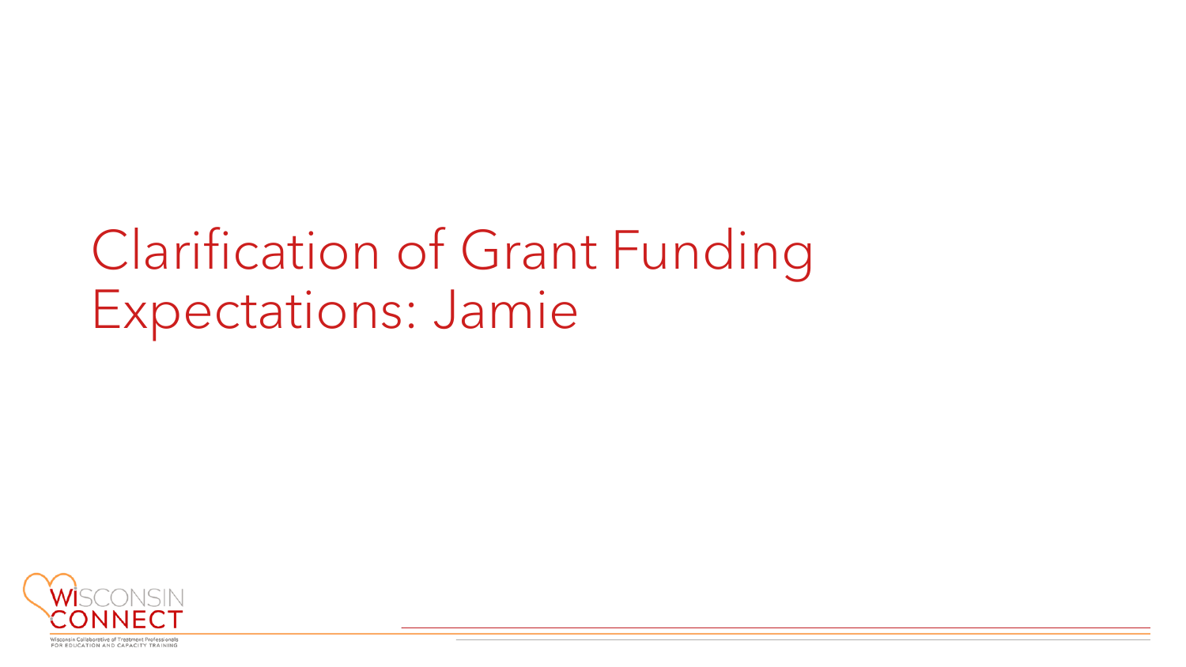# Clarification of Grant Funding Expectations: Jamie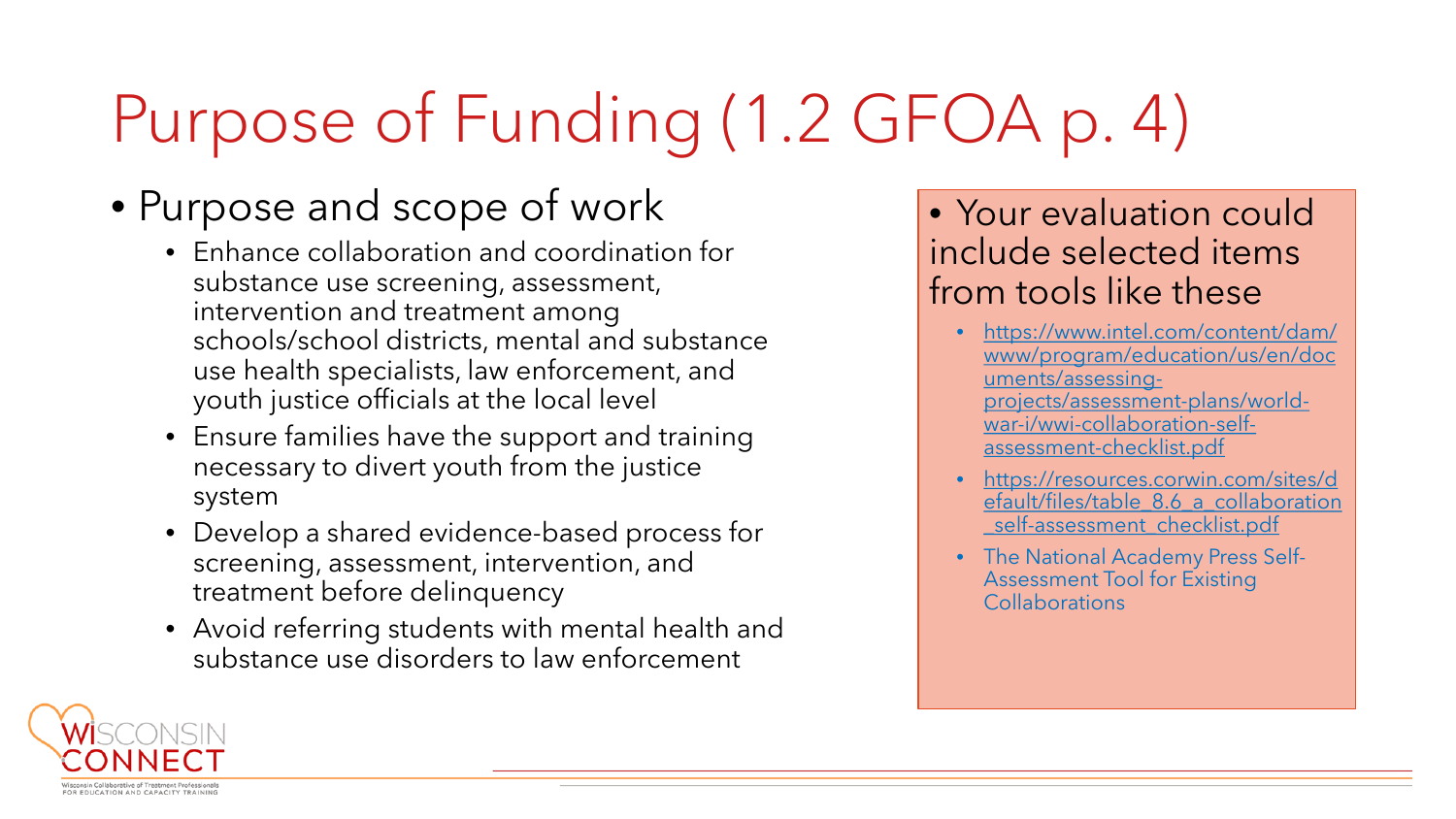# Purpose of Funding (1.2 GFOA p. 4)

- Purpose and scope of work
  - Enhance collaboration and coordination for substance use screening, assessment, intervention and treatment among schools/school districts, mental and substance use health specialists, law enforcement, and youth justice officials at the local level
  - Ensure families have the support and training necessary to divert youth from the justice system
  - Develop a shared evidence-based process for screening, assessment, intervention, and treatment before delinquency
  - Avoid referring students with mental health and substance use disorders to law enforcement

- Your evaluation could include selected items from tools like these
  - https://www.intel.com/content/dam/www/program/education/us/en/documents/assessing-projects/assessment-plans/world-war-i/wwi-collaboration-self-assessment-checklist.pdf
  - https://resources.corwin.com/sites/default/files/table_8.6_a_collaboration_self-assessment_checklist.pdf
  - The National Academy Press Self-Assessment Tool for Existing Collaborations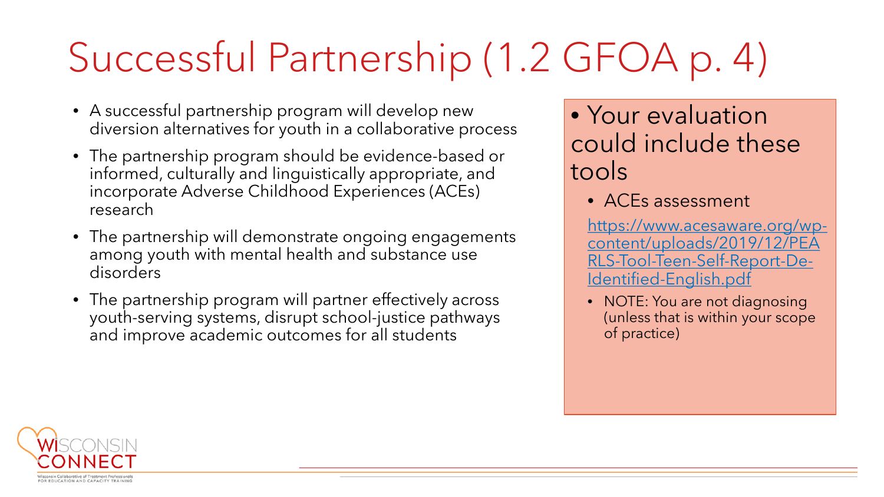# Successful Partnership (1.2 GFOA p. 4)

- A successful partnership program will develop new diversion alternatives for youth in a collaborative process
- The partnership program should be evidence-based or informed, culturally and linguistically appropriate, and incorporate Adverse Childhood Experiences (ACEs) research
- The partnership will demonstrate ongoing engagements among youth with mental health and substance use disorders
- The partnership program will partner effectively across youth-serving systems, disrupt school-justice pathways and improve academic outcomes for all students

- Your evaluation could include these tools
  - ACEs assessment

    https://www.acesaware.org/wp-content/uploads/2019/12/PEARLS-Tool-Teen-Self-Report-De-Identified-English.pdf

  - NOTE: You are not diagnosing (unless that is within your scope of practice)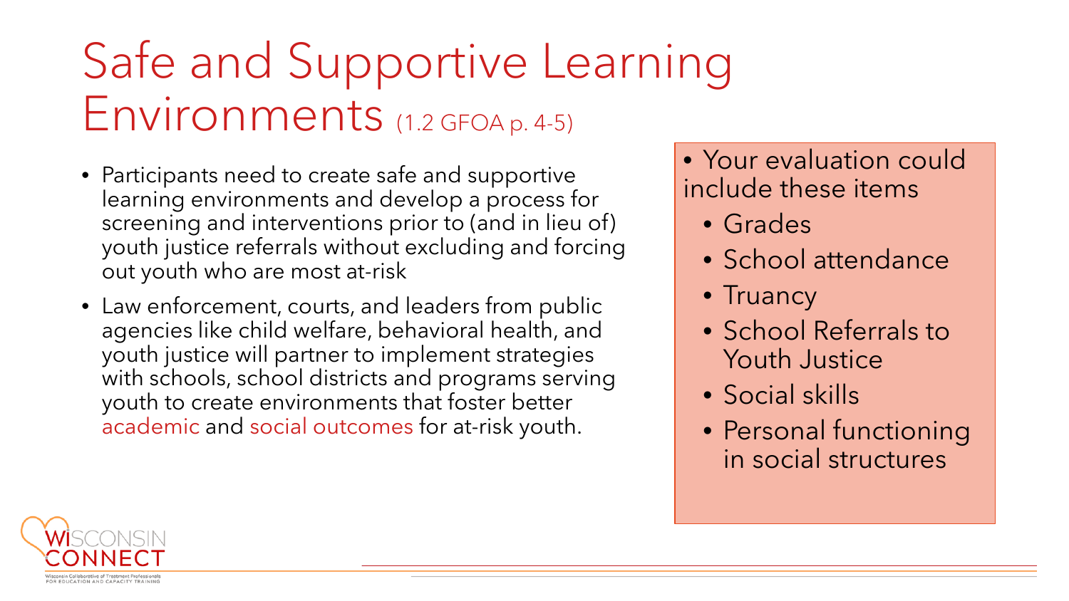# Safe and Supportive Learning Environments (1.2 GFOA p. 4-5)

- Participants need to create safe and supportive learning environments and develop a process for screening and interventions prior to (and in lieu of) youth justice referrals without excluding and forcing out youth who are most at-risk
- Law enforcement, courts, and leaders from public agencies like child welfare, behavioral health, and youth justice will partner to implement strategies with schools, school districts and programs serving youth to create environments that foster better academic and social outcomes for at-risk youth.

- Your evaluation could include these items
  - Grades
  - School attendance
  - Truancy
  - School Referrals to Youth Justice
  - Social skills
  - Personal functioning in social structures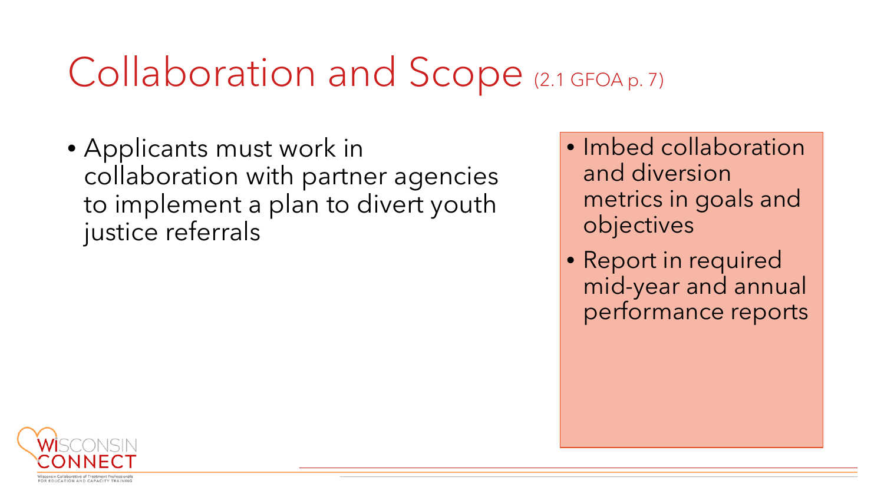# Collaboration and Scope (2.1 GFOA p. 7)

- Applicants must work in collaboration with partner agencies to implement a plan to divert youth justice referrals

- Imbed collaboration and diversion metrics in goals and objectives
- Report in required mid-year and annual performance reports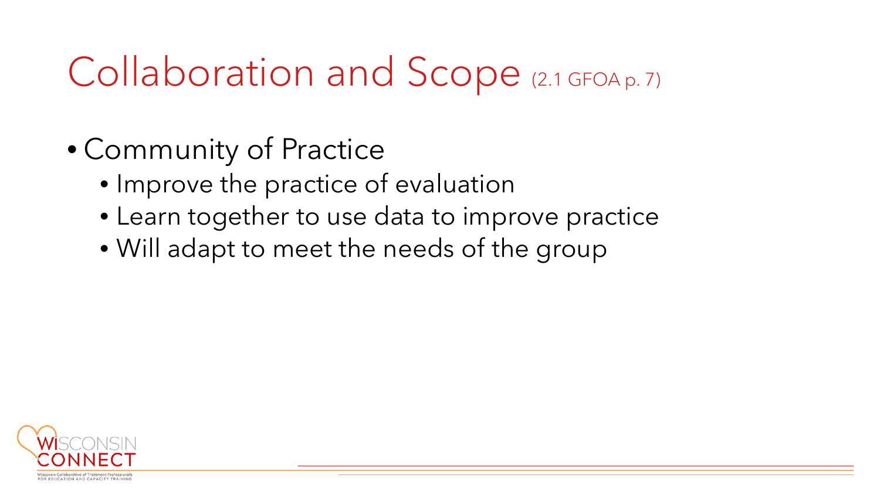# Collaboration and Scope (2.1 GFOA p. 7)

- Community of Practice
  - Improve the practice of evaluation
  - Learn together to use data to improve practice
  - Will adapt to meet the needs of the group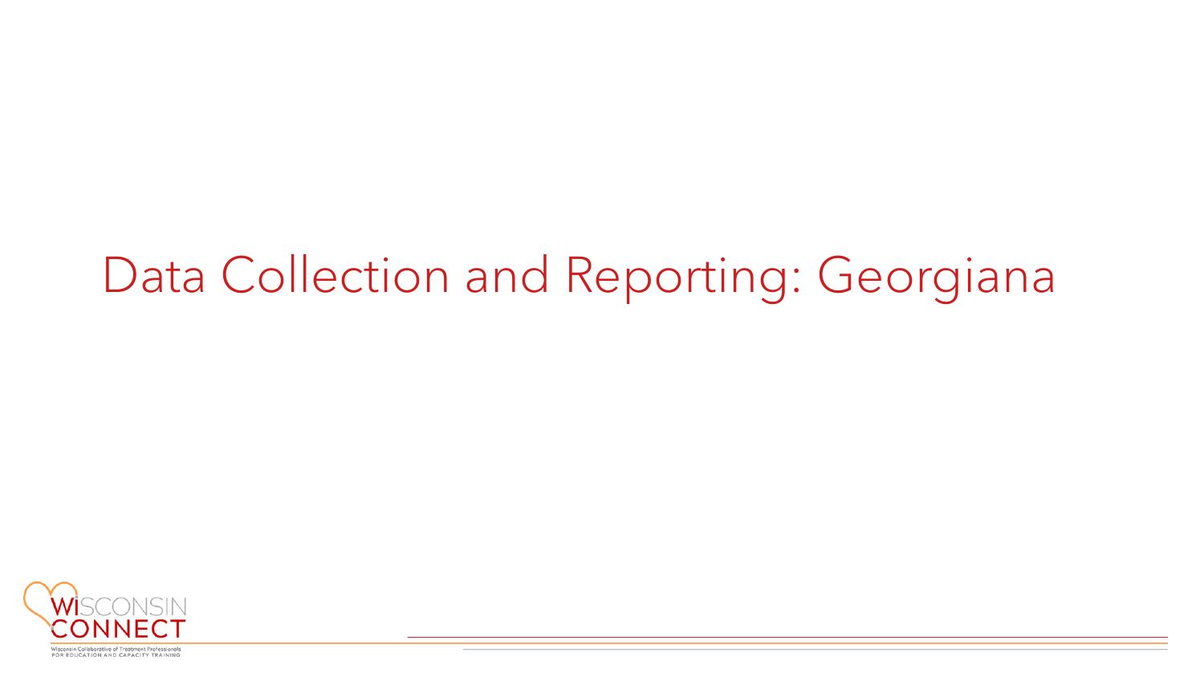# Data Collection and Reporting: Georgiana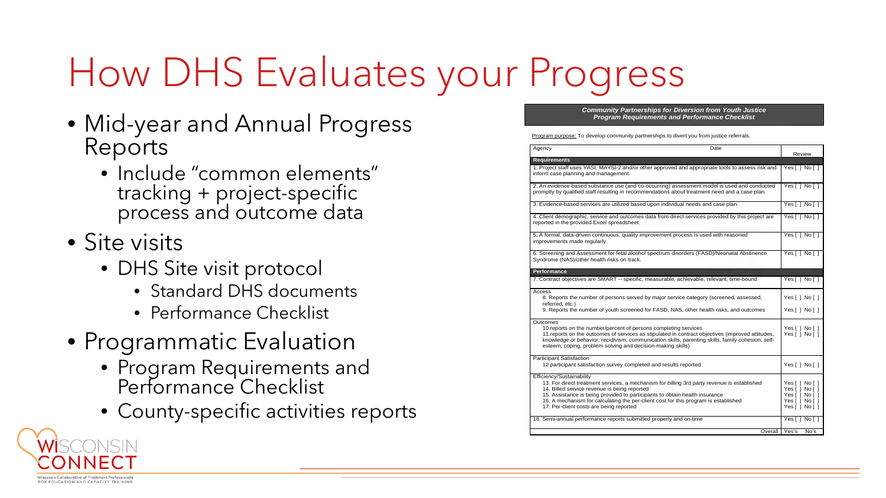# How DHS Evaluates your Progress

- Mid-year and Annual Progress Reports
  - Include "common elements" tracking + project-specific process and outcome data
- Site visits
  - DHS Site visit protocol
    - Standard DHS documents
    - Performance Checklist
- Programmatic Evaluation
  - Program Requirements and Performance Checklist
  - County-specific activities reports

***Community Partnerships for Diversion from Youth Justice***
***Program Requirements and Performance Checklist***

Program purpose: To develop community partnerships to divert you from justice referrals.

| Agency / Date | Review |
|---|---|
| **Requirements** | |
| 1. Project staff uses YASI, MAYSI-2 and/or other approved and appropriate tools to assess risk and inform case planning and management. | Yes [ ] No [ ] |
| 2. An evidence-based substance use (and co-occurring) assessment model is used and conducted promptly by qualified staff resulting in recommendations about treatment need and a case plan. | Yes [ ] No [ ] |
| 3. Evidence-based services are utilized based upon individual needs and case plan. | Yes [ ] No [ ] |
| 4. Client demographic, service and outcomes data from direct services provided by this project are reported in the provided Excel spreadsheet. | Yes [ ] No [ ] |
| 5. A formal, data-driven continuous, quality improvement process is used with reasoned improvements made regularly. | Yes [ ] No [ ] |
| 6. Screening and Assessment for fetal alcohol spectrum disorders (FASD)/Neonatal Abstinence Syndrome (NAS)/other health risks on track. | Yes [ ] No [ ] |
| **Performance** | |
| 7. Contract objectives are SMART -- specific, measurable, achievable, relevant, time-bound | Yes [ ] No [ ] |
| Access<br>8. Reports the number of persons served by major service category (screened, assessed, referred, etc.)<br>9. Reports the number of youth screened for FASD, NAS, other health risks, and outcomes | Yes [ ] No [ ]<br>Yes [ ] No [ ] |
| Outcomes<br>10.reports on the number/percent of persons completing services<br>11.reports on the outcomes of services as stipulated in contract objectives (improved attitudes, knowledge or behavior; recidivism, communication skills, parenting skills, family cohesion, self-esteem, coping, problem solving and decision-making skills) | Yes [ ] No [ ]<br>Yes [ ] No [ ] |
| Participant Satisfaction<br>12.participant satisfaction survey completed and results reported | Yes [ ] No [ ] |
| Efficiency/Sustainability<br>13. For direct treatment services, a mechanism for billing 3rd party revenue is established<br>14. Billed service revenue is being reported<br>15. Assistance is being provided to participants to obtain health insurance<br>16. A mechanism for calculating the per-client cost for this program is established<br>17. Per-client costs are being reported | Yes [ ] No [ ]<br>Yes [ ] No [ ]<br>Yes [ ] No [ ]<br>Yes [ ] No [ ]<br>Yes [ ] No [ ] |
| 18. Semi-annual performance reports submitted properly and on-time | Yes [ ] No [ ] |
| Overall | Yes's No's |

Wisconsin Connect — Wisconsin Collaborative of Treatment Professionals for Education and Capacity Training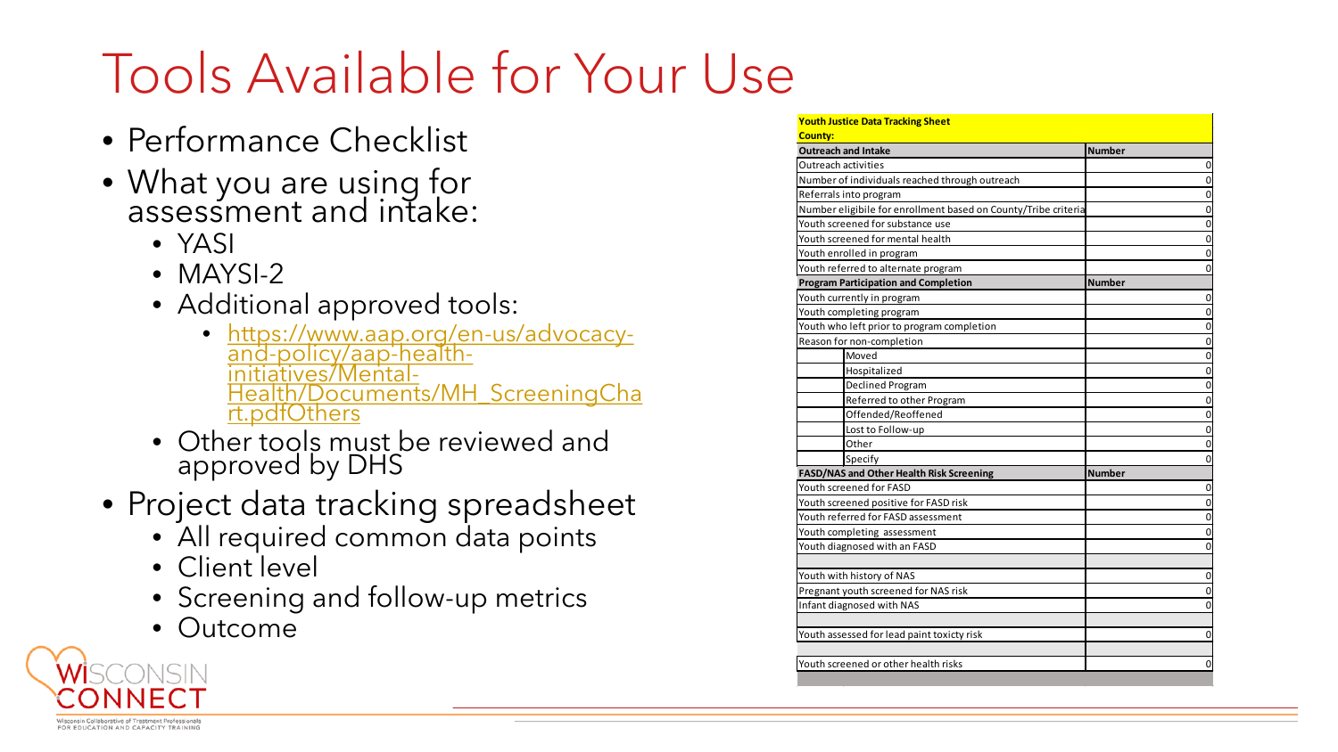# Tools Available for Your Use

- Performance Checklist
- What you are using for assessment and intake:
  - YASI
  - MAYSI-2
  - Additional approved tools:
    - https://www.aap.org/en-us/advocacy-and-policy/aap-health-initiatives/Mental-Health/Documents/MH_ScreeningChart.pdfOthers
  - Other tools must be reviewed and approved by DHS
- Project data tracking spreadsheet
  - All required common data points
  - Client level
  - Screening and follow-up metrics
  - Outcome

| Youth Justice Data Tracking Sheet | |
|---|---|
| **County:** | |
| **Outreach and Intake** | **Number** |
| Outreach activities | 0 |
| Number of individuals reached through outreach | 0 |
| Referrals into program | 0 |
| Number eligibile for enrollment based on County/Tribe criteria | 0 |
| Youth screened for substance use | 0 |
| Youth screened for mental health | 0 |
| Youth enrolled in program | 0 |
| Youth referred to alternate program | 0 |
| **Program Participation and Completion** | **Number** |
| Youth currently in program | 0 |
| Youth completing program | 0 |
| Youth who left prior to program completion | 0 |
| Reason for non-completion | 0 |
| Moved | 0 |
| Hospitalized | 0 |
| Declined Program | 0 |
| Referred to other Program | 0 |
| Offended/Reoffended | 0 |
| Lost to Follow-up | 0 |
| Other | 0 |
| Specify | 0 |
| **FASD/NAS and Other Health Risk Screening** | **Number** |
| Youth screened for FASD | 0 |
| Youth screened positive for FASD risk | 0 |
| Youth referred for FASD assessment | 0 |
| Youth completing assessment | 0 |
| Youth diagnosed with an FASD | 0 |
| | |
| Youth with history of NAS | 0 |
| Pregnant youth screened for NAS risk | 0 |
| Infant diagnosed with NAS | 0 |
| | |
| Youth assessed for lead paint toxicty risk | 0 |
| | |
| Youth screened or other health risks | 0 |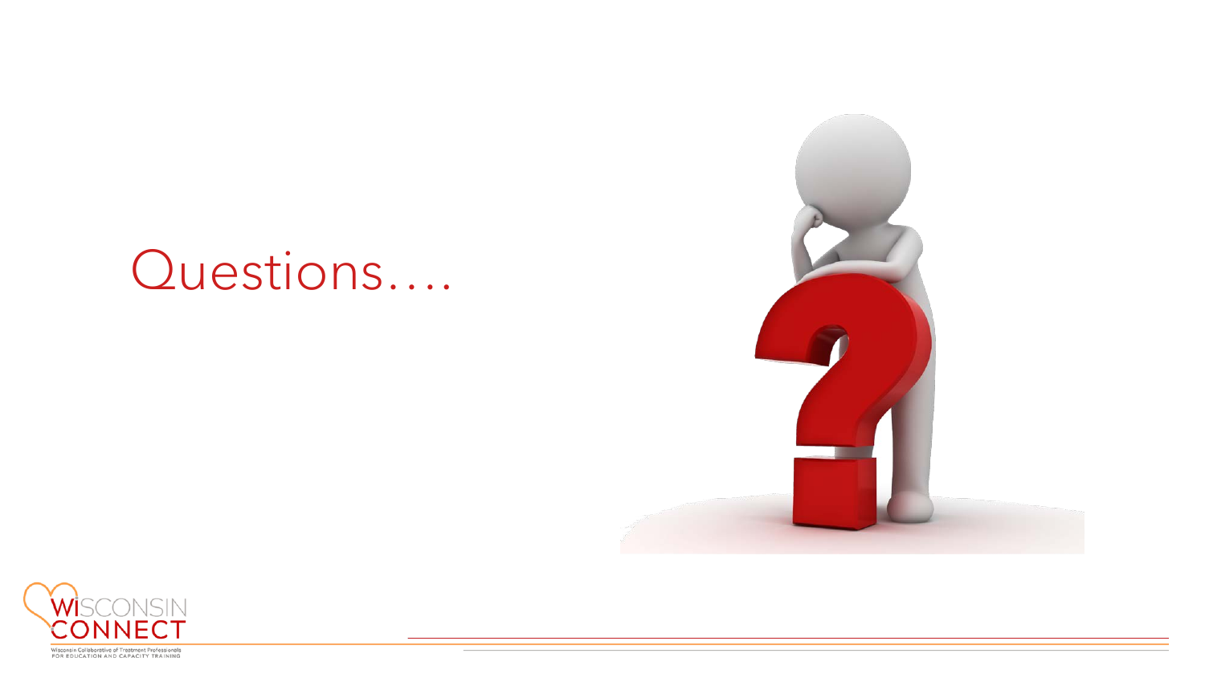# Questions….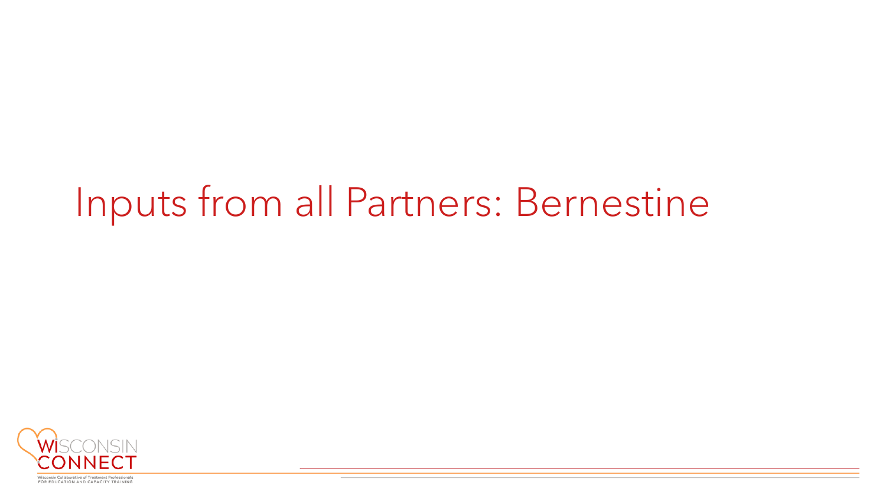# Inputs from all Partners: Bernestine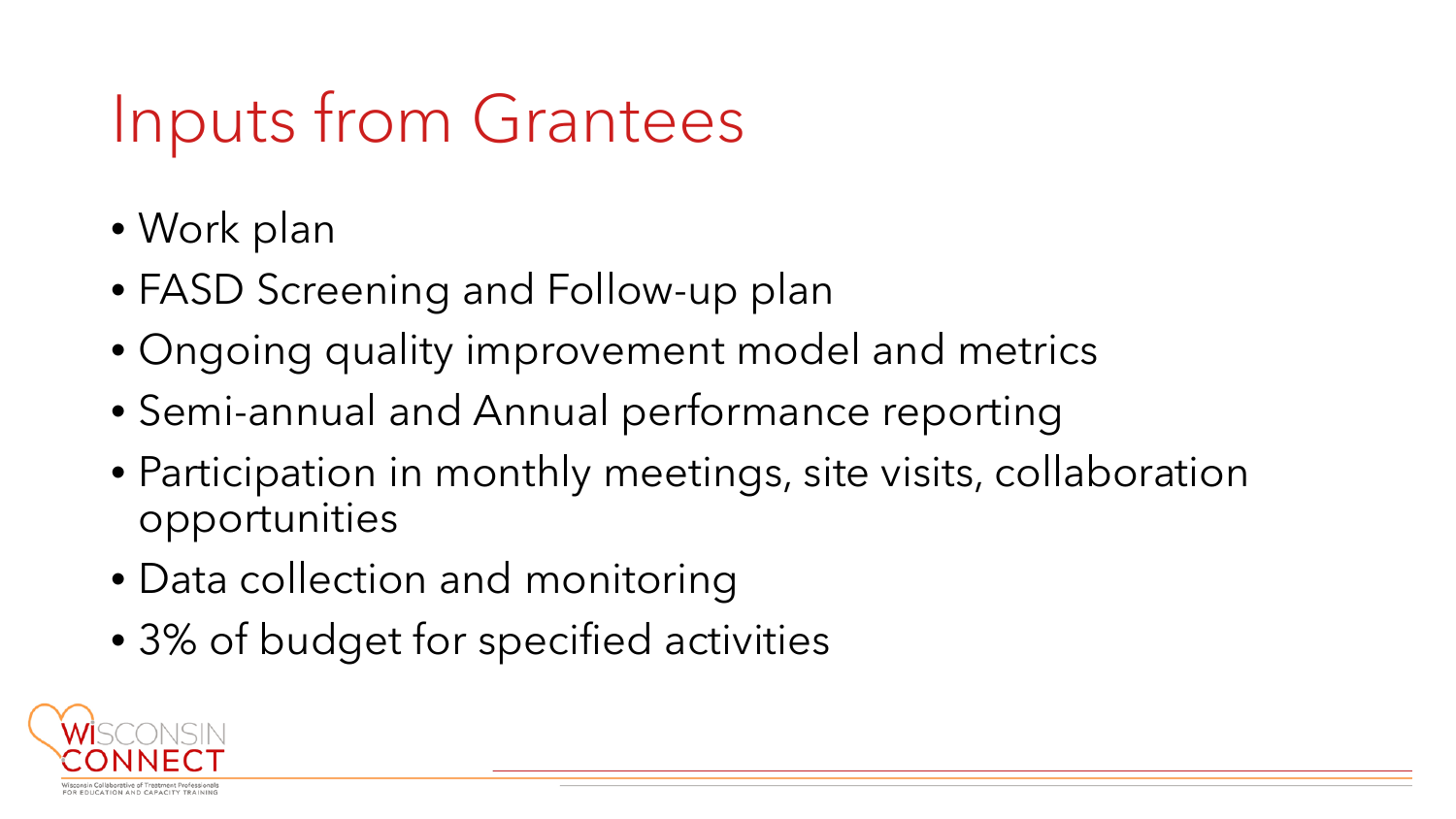# Inputs from Grantees

- Work plan
- FASD Screening and Follow-up plan
- Ongoing quality improvement model and metrics
- Semi-annual and Annual performance reporting
- Participation in monthly meetings, site visits, collaboration opportunities
- Data collection and monitoring
- 3% of budget for specified activities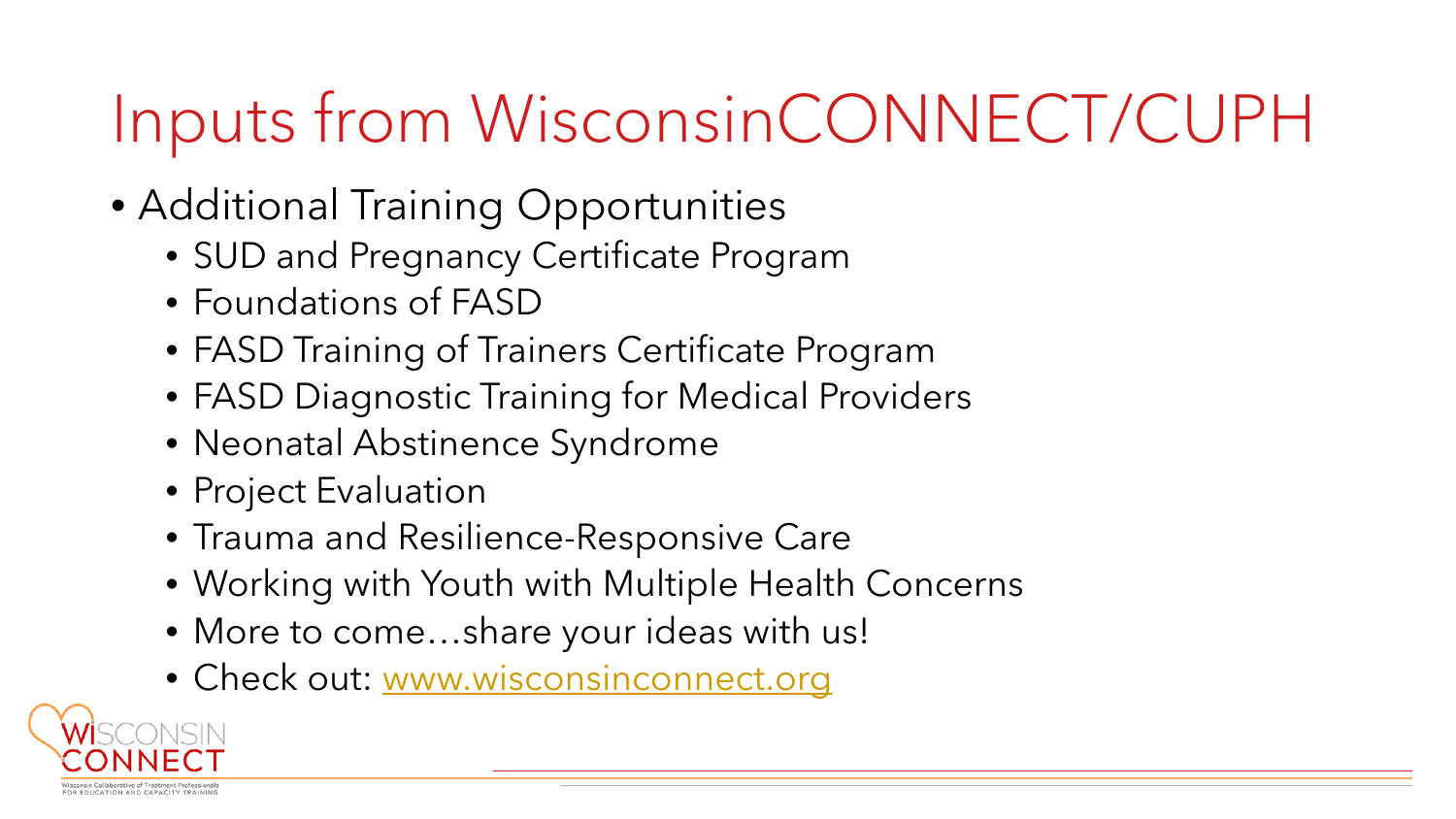# Inputs from WisconsinCONNECT/CUPH

- Additional Training Opportunities
  - SUD and Pregnancy Certificate Program
  - Foundations of FASD
  - FASD Training of Trainers Certificate Program
  - FASD Diagnostic Training for Medical Providers
  - Neonatal Abstinence Syndrome
  - Project Evaluation
  - Trauma and Resilience-Responsive Care
  - Working with Youth with Multiple Health Concerns
  - More to come…share your ideas with us!
  - Check out: [www.wisconsinconnect.org](http://www.wisconsinconnect.org)

WISCONSIN CONNECT

Wisconsin Collaborative of Treatment Professionals FOR EDUCATION AND CAPACITY TRAINING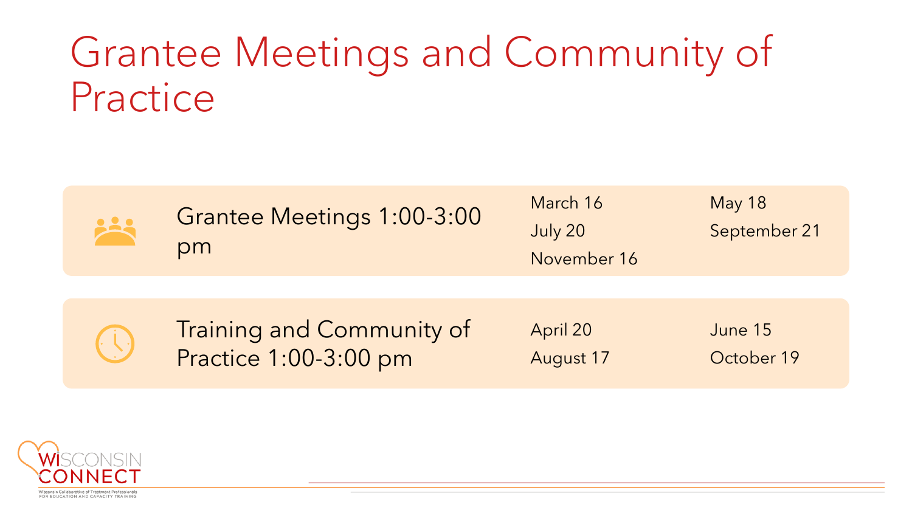# Grantee Meetings and Community of Practice

**Grantee Meetings 1:00-3:00 pm**

- March 16
- May 18
- July 20
- September 21
- November 16

**Training and Community of Practice 1:00-3:00 pm**

- April 20
- June 15
- August 17
- October 19

WISCONSIN CONNECT

Wisconsin Collaborative of Treatment Professionals FOR EDUCATION AND CAPACITY TRAINING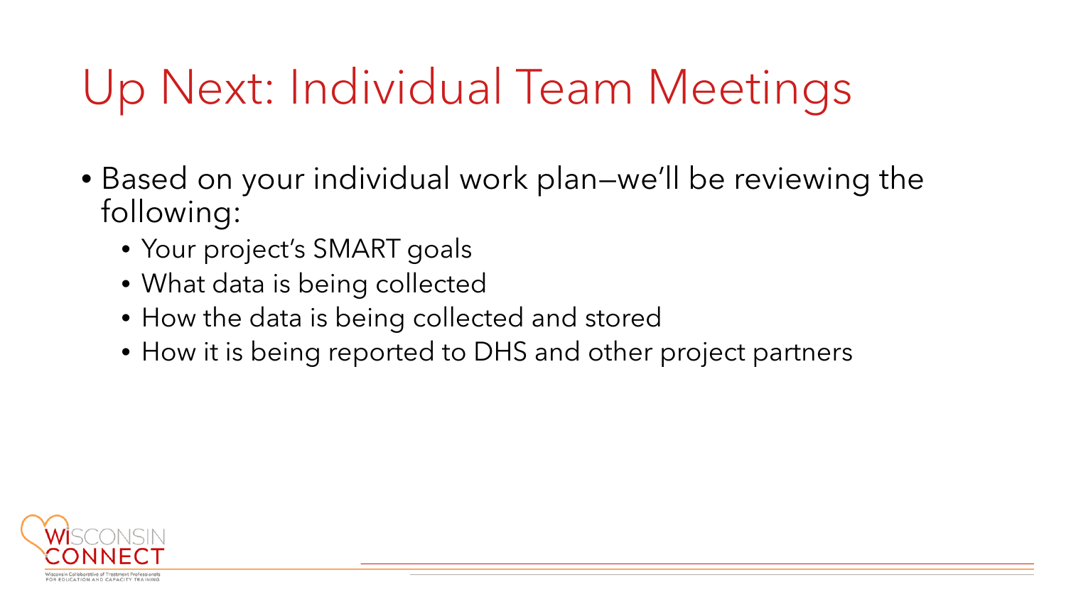# Up Next: Individual Team Meetings

- Based on your individual work plan—we'll be reviewing the following:
  - Your project's SMART goals
  - What data is being collected
  - How the data is being collected and stored
  - How it is being reported to DHS and other project partners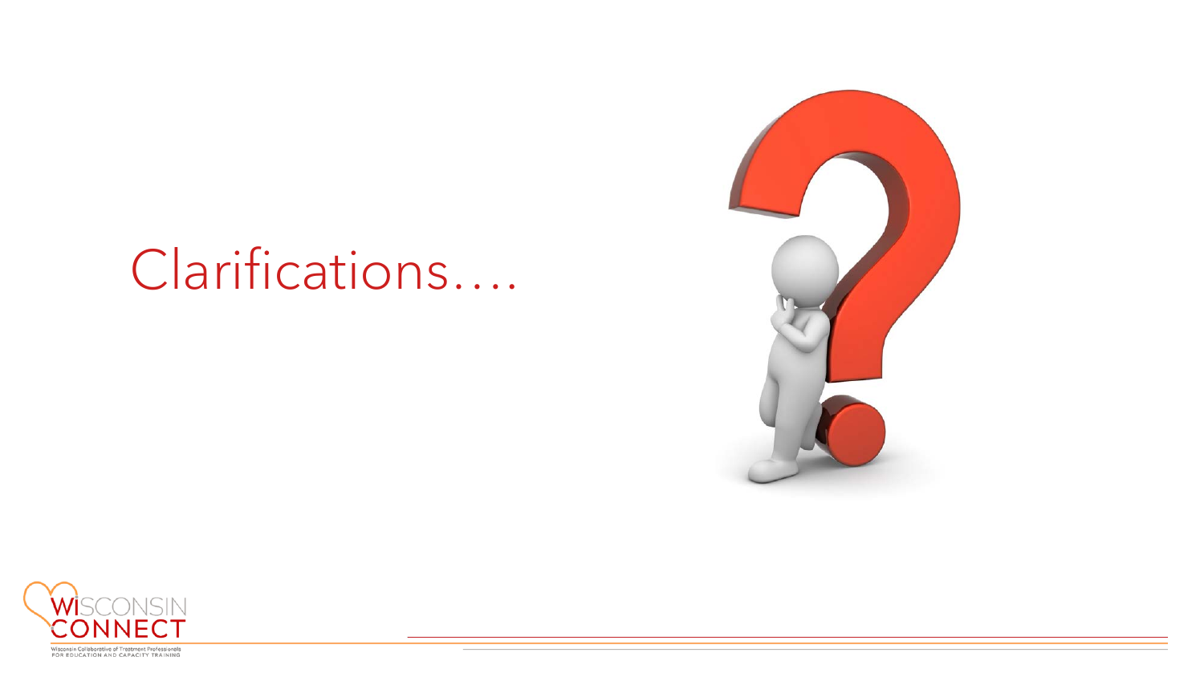# Clarifications....